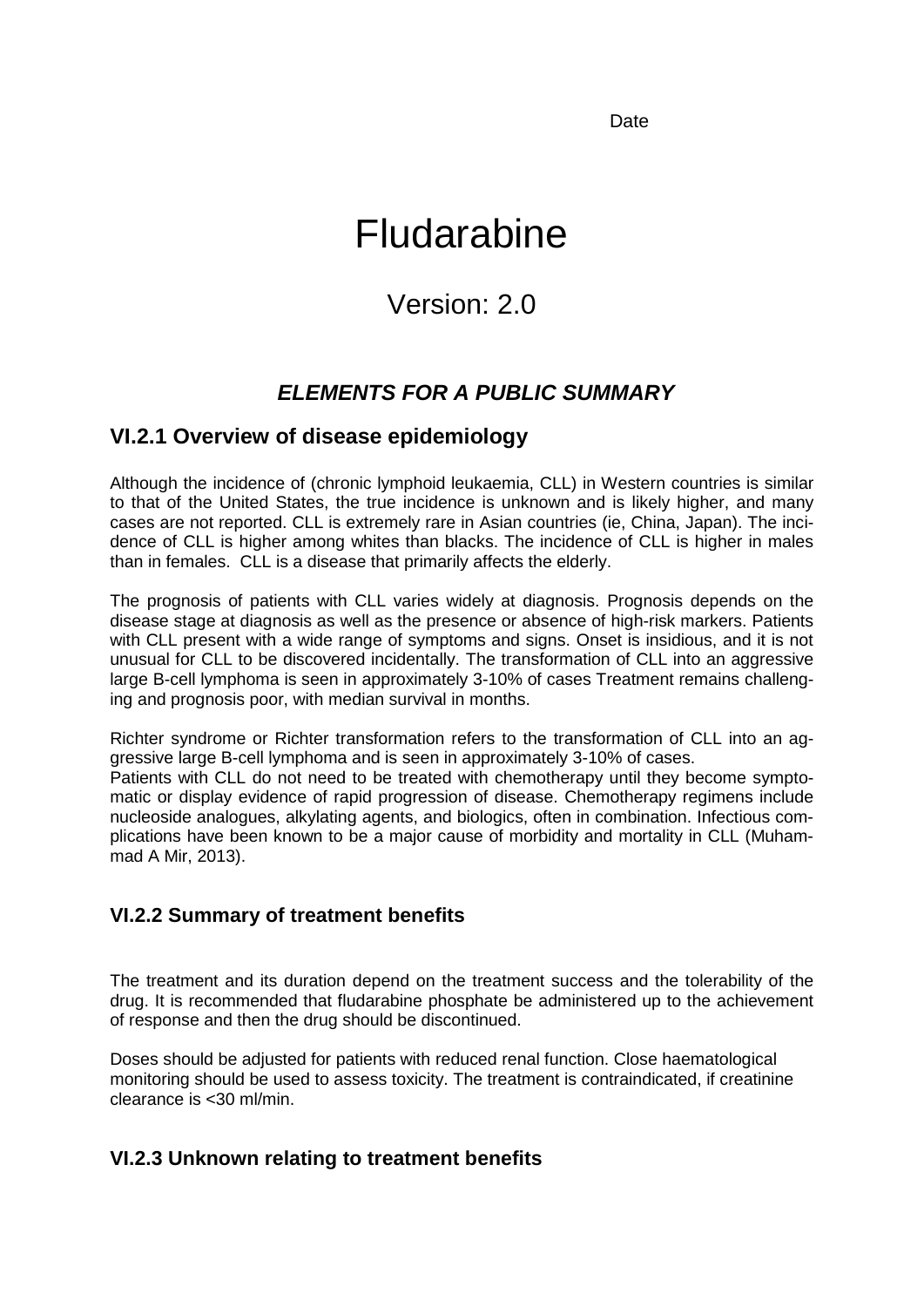Date

# Fludarabine

## Version: 2.0

### *ELEMENTS FOR A PUBLIC SUMMARY*

### VI.2.1 Overview of disease epidemiology

Although the incidence of (chronic lymphoid leukaemia, CLL) in Western countries is similar to that of the United States, the true incidence is unknown and is likely higher, and many cases are not reported. CLL is extremely rare in Asian countries (ie, China, Japan). The incidence of CLL is higher among whites than blacks. The incidence of CLL is higher in males than in females. CLL is a disease that primarily affects the elderly.

The prognosis of patients with CLL varies widely at diagnosis. Prognosis depends on the disease stage at diagnosis as well as the presence or absence of high-risk markers. Patients with CLL present with a wide range of symptoms and signs. Onset is insidious, and it is not unusual for CLL to be discovered incidentally. The transformation of CLL into an aggressive large B-cell lymphoma is seen in approximately 3-10% of cases Treatment remains challenging and prognosis poor, with median survival in months.

Richter syndrome or Richter transformation refers to the transformation of CLL into an aggressive large B-cell lymphoma and is seen in approximately 3-10% of cases.
Patients with CLL do not need to be treated with chemotherapy until they become symptomatic or display evidence of rapid progression of disease. Chemotherapy regimens include nucleoside analogues, alkylating agents, and biologics, often in combination. Infectious complications have been known to be a major cause of morbidity and mortality in CLL (Muhammad A Mir, 2013).

### VI.2.2 Summary of treatment benefits

The treatment and its duration depend on the treatment success and the tolerability of the drug. It is recommended that fludarabine phosphate be administered up to the achievement of response and then the drug should be discontinued.

Doses should be adjusted for patients with reduced renal function. Close haematological monitoring should be used to assess toxicity. The treatment is contraindicated, if creatinine clearance is <30 ml/min.

### VI.2.3 Unknown relating to treatment benefits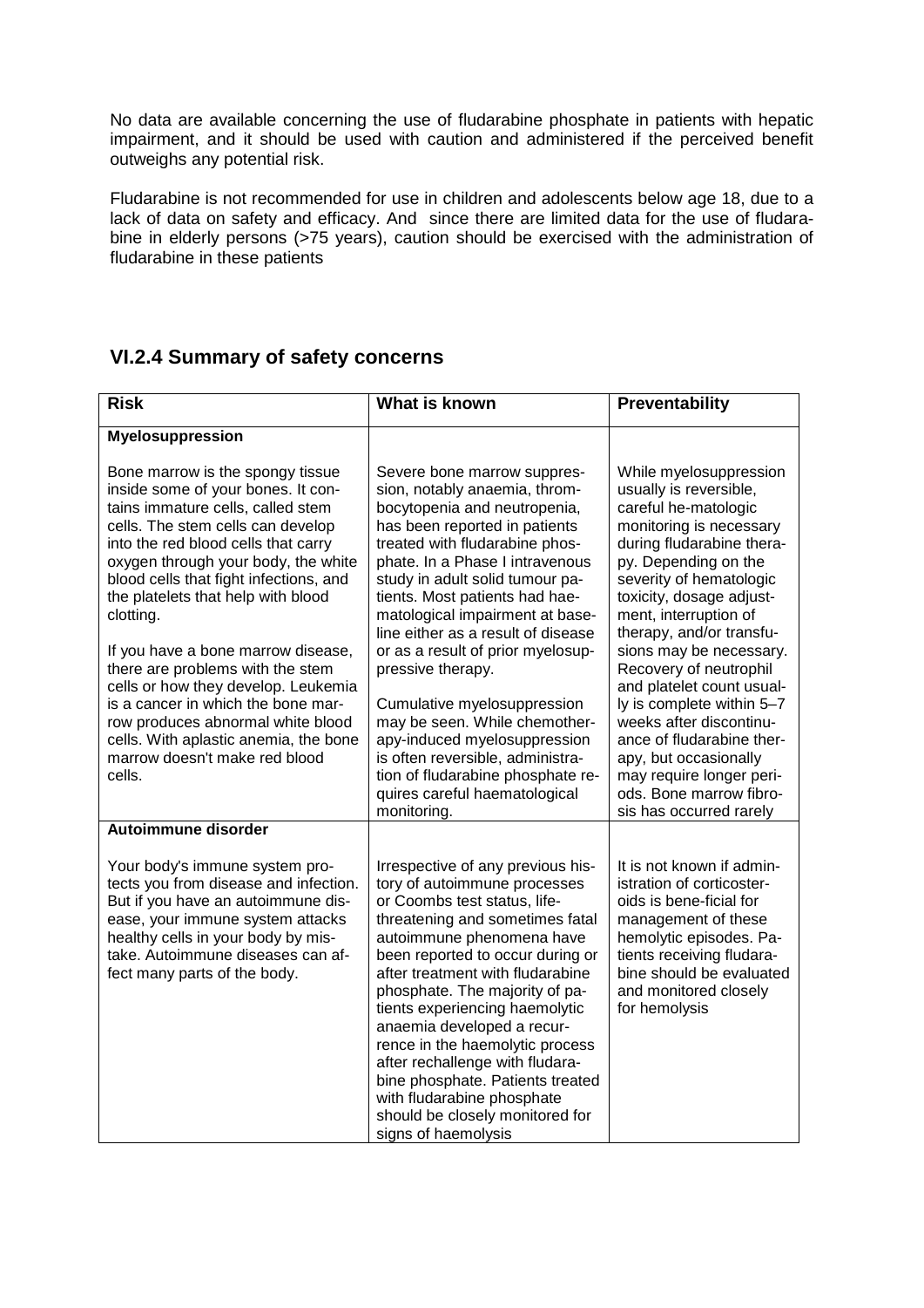No data are available concerning the use of fludarabine phosphate in patients with hepatic impairment, and it should be used with caution and administered if the perceived benefit outweighs any potential risk.

Fludarabine is not recommended for use in children and adolescents below age 18, due to a lack of data on safety and efficacy. And since there are limited data for the use of fludarabine in elderly persons (>75 years), caution should be exercised with the administration of fludarabine in these patients

## VI.2.4 Summary of safety concerns

| Risk | What is known | Preventability |
|---|---|---|
| **Myelosuppression**<br><br>Bone marrow is the spongy tissue inside some of your bones. It contains immature cells, called stem cells. The stem cells can develop into the red blood cells that carry oxygen through your body, the white blood cells that fight infections, and the platelets that help with blood clotting.<br><br>If you have a bone marrow disease, there are problems with the stem cells or how they develop. Leukemia is a cancer in which the bone marrow produces abnormal white blood cells. With aplastic anemia, the bone marrow doesn't make red blood cells. | Severe bone marrow suppression, notably anaemia, thrombocytopenia and neutropenia, has been reported in patients treated with fludarabine phosphate. In a Phase I intravenous study in adult solid tumour patients. Most patients had haematological impairment at baseline either as a result of disease or as a result of prior myelosuppressive therapy.<br><br>Cumulative myelosuppression may be seen. While chemotherapy-induced myelosuppression is often reversible, administration of fludarabine phosphate requires careful haematological monitoring. | While myelosuppression usually is reversible, careful he-matologic monitoring is necessary during fludarabine therapy. Depending on the severity of hematologic toxicity, dosage adjustment, interruption of therapy, and/or transfusions may be necessary. Recovery of neutrophil and platelet count usually is complete within 5–7 weeks after discontinuance of fludarabine therapy, but occasionally may require longer periods. Bone marrow fibrosis has occurred rarely |
| **Autoimmune disorder**<br><br>Your body's immune system protects you from disease and infection. But if you have an autoimmune disease, your immune system attacks healthy cells in your body by mistake. Autoimmune diseases can affect many parts of the body. | Irrespective of any previous history of autoimmune processes or Coombs test status, life-threatening and sometimes fatal autoimmune phenomena have been reported to occur during or after treatment with fludarabine phosphate. The majority of patients experiencing haemolytic anaemia developed a recurrence in the haemolytic process after rechallenge with fludarabine phosphate. Patients treated with fludarabine phosphate should be closely monitored for signs of haemolysis | It is not known if administration of corticosteroids is bene-ficial for management of these hemolytic episodes. Patients receiving fludarabine should be evaluated and monitored closely for hemolysis |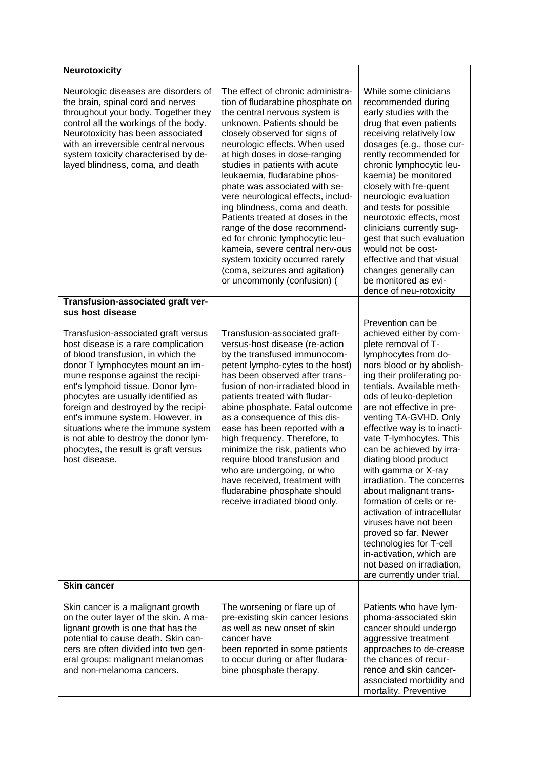| **Neurotoxicity**<br><br>Neurologic diseases are disorders of the brain, spinal cord and nerves throughout your body. Together they control all the workings of the body. Neurotoxicity has been associated with an irreversible central nervous system toxicity characterised by de-layed blindness, coma, and death | The effect of chronic administra-tion of fludarabine phosphate on the central nervous system is unknown. Patients should be closely observed for signs of neurologic effects. When used at high doses in dose-ranging studies in patients with acute leukaemia, fludarabine phos-phate was associated with se-vere neurological effects, includ-ing blindness, coma and death. Patients treated at doses in the range of the dose recommend-ed for chronic lymphocytic leu-kameia, severe central nerv-ous system toxicity occurred rarely (coma, seizures and agitation) or uncommonly (confusion) ( | While some clinicians recommended during early studies with the drug that even patients receiving relatively low dosages (e.g., those cur-rently recommended for chronic lymphocytic leu-kaemia) be monitored closely with fre-quent neurologic evaluation and tests for possible neurotoxic effects, most clinicians currently sug-gest that such evaluation would not be cost-effective and that visual changes generally can be monitored as evi-dence of neu-rotoxicity |
|---|---|---|
| **Transfusion-associated graft ver-sus host disease**<br><br>Transfusion-associated graft versus host disease is a rare complication of blood transfusion, in which the donor T lymphocytes mount an im-mune response against the recipi-ent's lymphoid tissue. Donor lym-phocytes are usually identified as foreign and destroyed by the recipi-ent's immune system. However, in situations where the immune system is not able to destroy the donor lym-phocytes, the result is graft versus host disease. | Transfusion-associated graft-versus-host disease (re-action by the transfused immunocom-petent lympho-cytes to the host) has been observed after trans-fusion of non-irradiated blood in patients treated with fludar-abine phosphate. Fatal outcome as a consequence of this dis-ease has been reported with a high frequency. Therefore, to minimize the risk, patients who require blood transfusion and who are undergoing, or who have received, treatment with fludarabine phosphate should receive irradiated blood only. | Prevention can be achieved either by com-plete removal of T-lymphocytes from do-nors blood or by abolish-ing their proliferating po-tentials. Available meth-ods of leuko-depletion are not effective in pre-venting TA-GVHD. Only effective way is to inacti-vate T-lymhocytes. This can be achieved by irra-diating blood product with gamma or X-ray irradiation. The concerns about malignant trans-formation of cells or re-activation of intracellular viruses have not been proved so far. Newer technologies for T-cell in-activation, which are not based on irradiation, are currently under trial. |
| **Skin cancer**<br><br>Skin cancer is a malignant growth on the outer layer of the skin. A ma-lignant growth is one that has the potential to cause death. Skin can-cers are often divided into two gen-eral groups: malignant melanomas and non-melanoma cancers. | The worsening or flare up of pre-existing skin cancer lesions as well as new onset of skin cancer have been reported in some patients to occur during or after fludara-bine phosphate therapy. | Patients who have lym-phoma-associated skin cancer should undergo aggressive treatment approaches to de-crease the chances of recur-rence and skin cancer-associated morbidity and mortality. Preventive |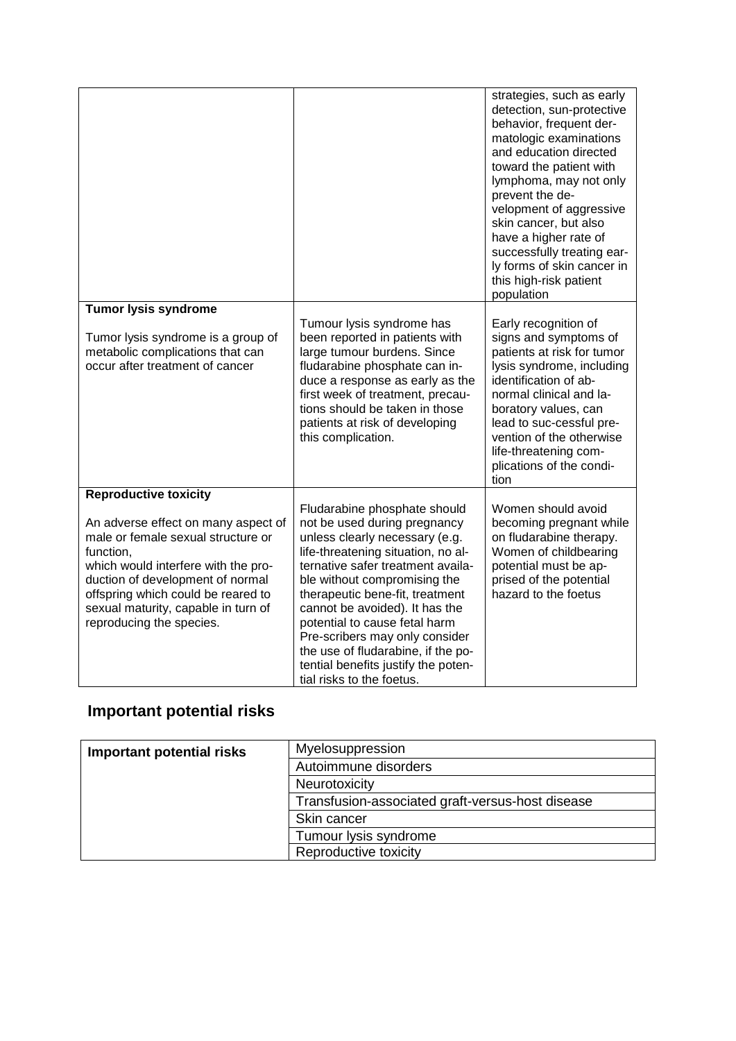|  |  |  |
|---|---|---|
|  |  | strategies, such as early detection, sun-protective behavior, frequent dermatologic examinations and education directed toward the patient with lymphoma, may not only prevent the development of aggressive skin cancer, but also have a higher rate of successfully treating early forms of skin cancer in this high-risk patient population |
| **Tumor lysis syndrome**<br><br>Tumor lysis syndrome is a group of metabolic complications that can occur after treatment of cancer | Tumour lysis syndrome has been reported in patients with large tumour burdens. Since fludarabine phosphate can induce a response as early as the first week of treatment, precautions should be taken in those patients at risk of developing this complication. | Early recognition of signs and symptoms of patients at risk for tumor lysis syndrome, including identification of abnormal clinical and laboratory values, can lead to suc-cessful prevention of the otherwise life-threatening complications of the condition |
| **Reproductive toxicity**<br><br>An adverse effect on many aspect of male or female sexual structure or function, which would interfere with the production of development of normal offspring which could be reared to sexual maturity, capable in turn of reproducing the species. | Fludarabine phosphate should not be used during pregnancy unless clearly necessary (e.g. life-threatening situation, no alternative safer treatment available without compromising the therapeutic bene-fit, treatment cannot be avoided). It has the potential to cause fetal harm Pre-scribers may only consider the use of fludarabine, if the potential benefits justify the potential risks to the foetus. | Women should avoid becoming pregnant while on fludarabine therapy. Women of childbearing potential must be apprised of the potential hazard to the foetus |

## Important potential risks

| **Important potential risks** | Myelosuppression |
|---|---|
|  | Autoimmune disorders |
|  | Neurotoxicity |
|  | Transfusion-associated graft-versus-host disease |
|  | Skin cancer |
|  | Tumour lysis syndrome |
|  | Reproductive toxicity |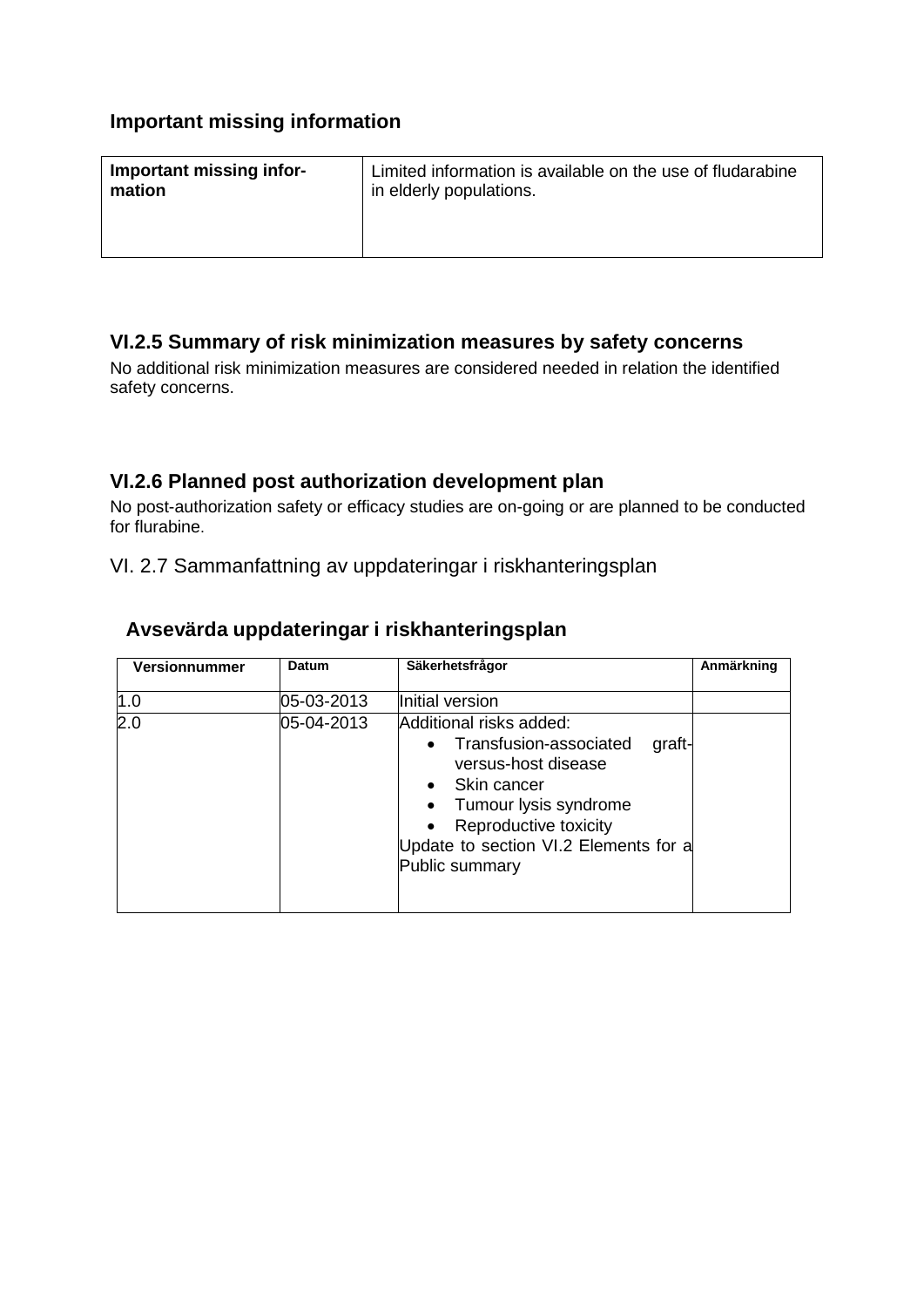### Important missing information

| | |
|---|---|
| **Important missing information** | Limited information is available on the use of fludarabine in elderly populations. |

## VI.2.5 Summary of risk minimization measures by safety concerns

No additional risk minimization measures are considered needed in relation the identified safety concerns.

## VI.2.6 Planned post authorization development plan

No post-authorization safety or efficacy studies are on-going or are planned to be conducted for flurabine.

## VI. 2.7 Sammanfattning av uppdateringar i riskhanteringsplan

### Avsevärda uppdateringar i riskhanteringsplan

| Versionnummer | Datum | Säkerhetsfrågor | Anmärkning |
|---|---|---|---|
| 1.0 | 05-03-2013 | Initial version | |
| 2.0 | 05-04-2013 | Additional risks added:<br>• Transfusion-associated graft-versus-host disease<br>• Skin cancer<br>• Tumour lysis syndrome<br>• Reproductive toxicity<br>Update to section VI.2 Elements for a Public summary | |